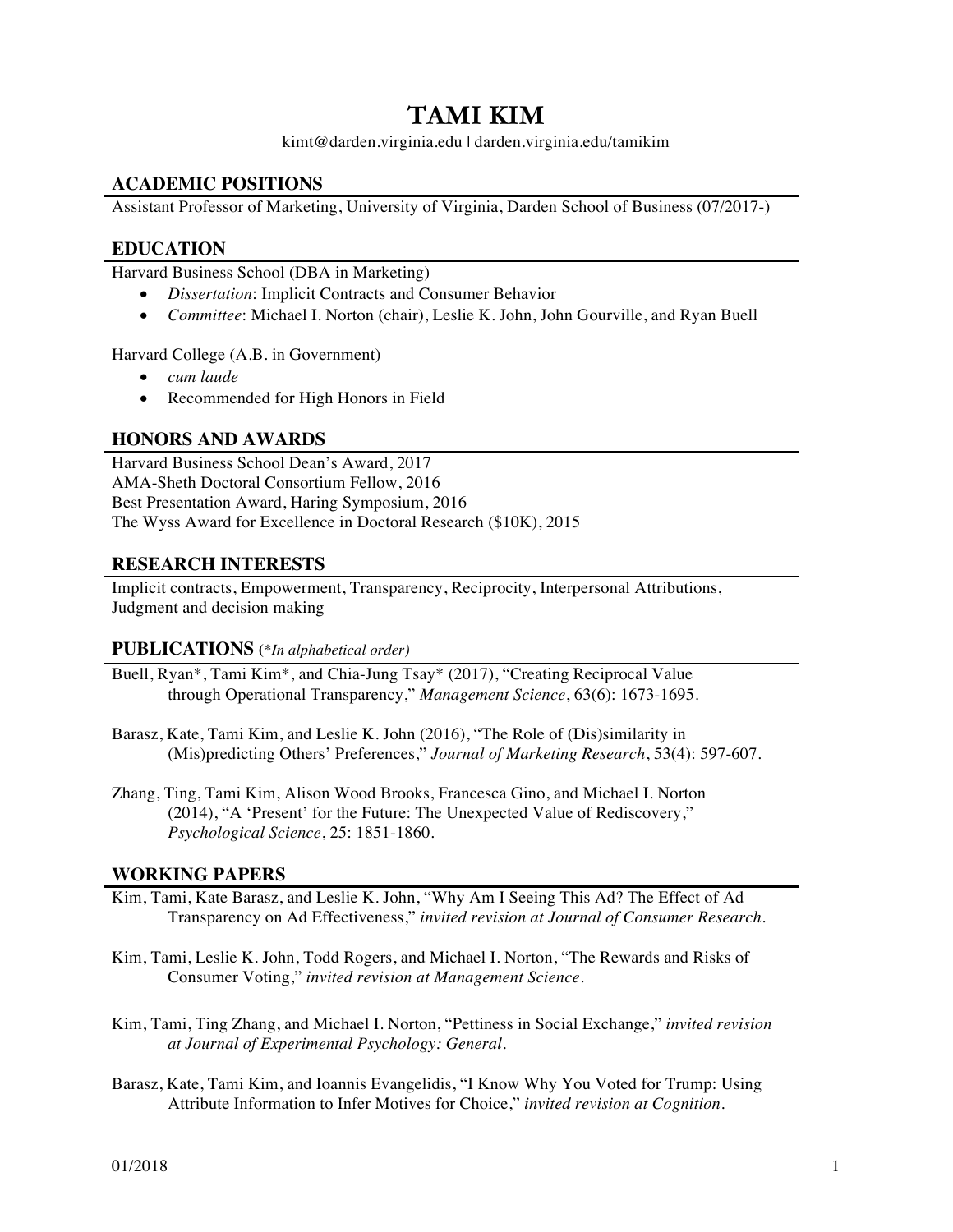# TAMI KIM

kimt@darden.virginia.edu | darden.virginia.edu/tamikim

## ACADEMIC POSITIONS

Assistant Professor of Marketing, University of Virginia, Darden School of Business (07/2017-)

## EDUCATION

Harvard Business School (DBA in Marketing)

- *Dissertation*: Implicit Contracts and Consumer Behavior
- *Committee*: Michael I. Norton (chair), Leslie K. John, John Gourville, and Ryan Buell

Harvard College (A.B. in Government)

- *cum laude*
- Recommended for High Honors in Field

## HONORS AND AWARDS

Harvard Business School Dean's Award, 2017
AMA-Sheth Doctoral Consortium Fellow, 2016
Best Presentation Award, Haring Symposium, 2016
The Wyss Award for Excellence in Doctoral Research ($10K), 2015

## RESEARCH INTERESTS

Implicit contracts, Empowerment, Transparency, Reciprocity, Interpersonal Attributions, Judgment and decision making

## PUBLICATIONS (*In alphabetical order)

Buell, Ryan*, Tami Kim*, and Chia-Jung Tsay* (2017), "Creating Reciprocal Value through Operational Transparency," *Management Science*, 63(6): 1673-1695.

Barasz, Kate, Tami Kim, and Leslie K. John (2016), "The Role of (Dis)similarity in (Mis)predicting Others' Preferences," *Journal of Marketing Research*, 53(4): 597-607.

Zhang, Ting, Tami Kim, Alison Wood Brooks, Francesca Gino, and Michael I. Norton (2014), "A 'Present' for the Future: The Unexpected Value of Rediscovery," *Psychological Science*, 25: 1851-1860.

## WORKING PAPERS

Kim, Tami, Kate Barasz, and Leslie K. John, "Why Am I Seeing This Ad? The Effect of Ad Transparency on Ad Effectiveness," *invited revision at Journal of Consumer Research.*

Kim, Tami, Leslie K. John, Todd Rogers, and Michael I. Norton, "The Rewards and Risks of Consumer Voting," *invited revision at Management Science.*

Kim, Tami, Ting Zhang, and Michael I. Norton, "Pettiness in Social Exchange," *invited revision at Journal of Experimental Psychology: General.*

Barasz, Kate, Tami Kim, and Ioannis Evangelidis, "I Know Why You Voted for Trump: Using Attribute Information to Infer Motives for Choice," *invited revision at Cognition.*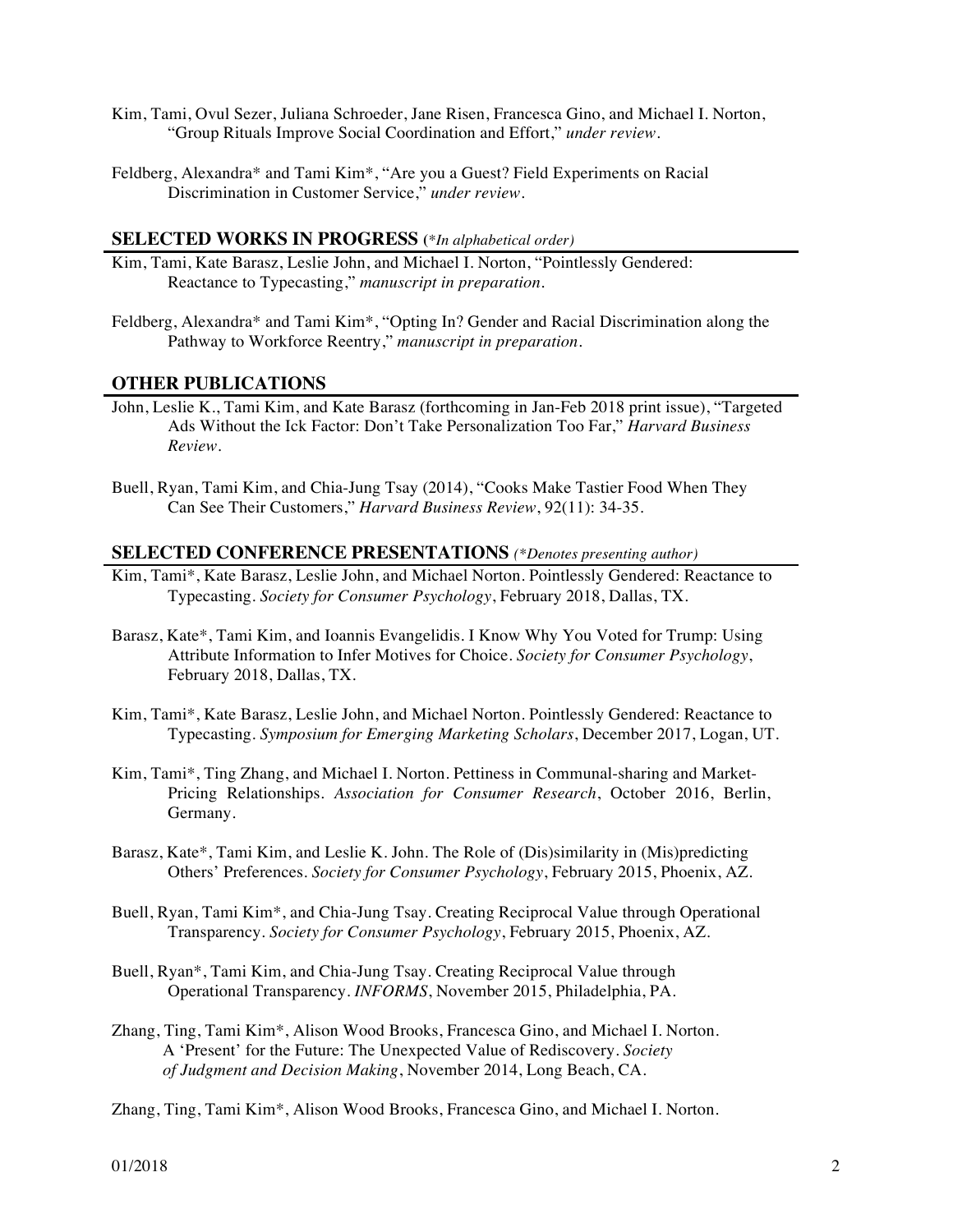Kim, Tami, Ovul Sezer, Juliana Schroeder, Jane Risen, Francesca Gino, and Michael I. Norton, "Group Rituals Improve Social Coordination and Effort," *under review*.

Feldberg, Alexandra* and Tami Kim*, "Are you a Guest? Field Experiments on Racial Discrimination in Customer Service," *under review*.

## SELECTED WORKS IN PROGRESS (*In alphabetical order)*

Kim, Tami, Kate Barasz, Leslie John, and Michael I. Norton, "Pointlessly Gendered: Reactance to Typecasting," *manuscript in preparation*.

Feldberg, Alexandra* and Tami Kim*, "Opting In? Gender and Racial Discrimination along the Pathway to Workforce Reentry," *manuscript in preparation*.

## OTHER PUBLICATIONS

John, Leslie K., Tami Kim, and Kate Barasz (forthcoming in Jan-Feb 2018 print issue), "Targeted Ads Without the Ick Factor: Don't Take Personalization Too Far," *Harvard Business Review*.

Buell, Ryan, Tami Kim, and Chia-Jung Tsay (2014), "Cooks Make Tastier Food When They Can See Their Customers," *Harvard Business Review*, 92(11): 34-35.

## SELECTED CONFERENCE PRESENTATIONS *(*Denotes presenting author)*

Kim, Tami*, Kate Barasz, Leslie John, and Michael Norton. Pointlessly Gendered: Reactance to Typecasting. *Society for Consumer Psychology*, February 2018, Dallas, TX.

Barasz, Kate*, Tami Kim, and Ioannis Evangelidis. I Know Why You Voted for Trump: Using Attribute Information to Infer Motives for Choice. *Society for Consumer Psychology*, February 2018, Dallas, TX.

Kim, Tami*, Kate Barasz, Leslie John, and Michael Norton. Pointlessly Gendered: Reactance to Typecasting. *Symposium for Emerging Marketing Scholars*, December 2017, Logan, UT.

Kim, Tami*, Ting Zhang, and Michael I. Norton. Pettiness in Communal-sharing and Market-Pricing Relationships. *Association for Consumer Research*, October 2016, Berlin, Germany.

Barasz, Kate*, Tami Kim, and Leslie K. John. The Role of (Dis)similarity in (Mis)predicting Others' Preferences. *Society for Consumer Psychology*, February 2015, Phoenix, AZ.

Buell, Ryan, Tami Kim*, and Chia-Jung Tsay. Creating Reciprocal Value through Operational Transparency. *Society for Consumer Psychology*, February 2015, Phoenix, AZ.

Buell, Ryan*, Tami Kim, and Chia-Jung Tsay. Creating Reciprocal Value through Operational Transparency. *INFORMS*, November 2015, Philadelphia, PA.

Zhang, Ting, Tami Kim*, Alison Wood Brooks, Francesca Gino, and Michael I. Norton. A 'Present' for the Future: The Unexpected Value of Rediscovery. *Society of Judgment and Decision Making*, November 2014, Long Beach, CA.

Zhang, Ting, Tami Kim*, Alison Wood Brooks, Francesca Gino, and Michael I. Norton.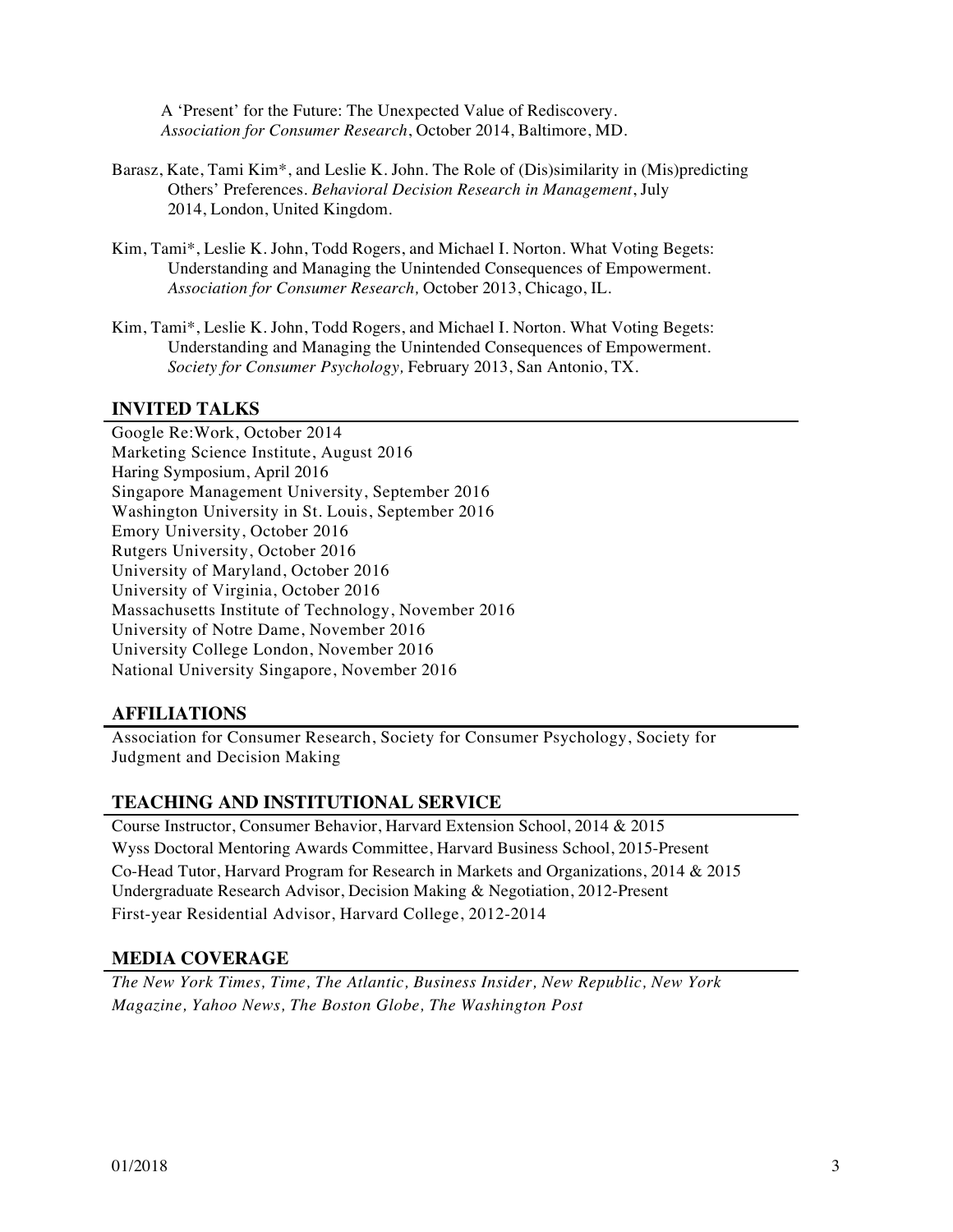A 'Present' for the Future: The Unexpected Value of Rediscovery. *Association for Consumer Research*, October 2014, Baltimore, MD.

Barasz, Kate, Tami Kim*, and Leslie K. John. The Role of (Dis)similarity in (Mis)predicting Others' Preferences. *Behavioral Decision Research in Management*, July 2014, London, United Kingdom.

Kim, Tami*, Leslie K. John, Todd Rogers, and Michael I. Norton. What Voting Begets: Understanding and Managing the Unintended Consequences of Empowerment. *Association for Consumer Research,* October 2013, Chicago, IL.

Kim, Tami*, Leslie K. John, Todd Rogers, and Michael I. Norton. What Voting Begets: Understanding and Managing the Unintended Consequences of Empowerment. *Society for Consumer Psychology,* February 2013, San Antonio, TX.

## INVITED TALKS

Google Re:Work, October 2014
Marketing Science Institute, August 2016
Haring Symposium, April 2016
Singapore Management University, September 2016
Washington University in St. Louis, September 2016
Emory University, October 2016
Rutgers University, October 2016
University of Maryland, October 2016
University of Virginia, October 2016
Massachusetts Institute of Technology, November 2016
University of Notre Dame, November 2016
University College London, November 2016
National University Singapore, November 2016

## AFFILIATIONS

Association for Consumer Research, Society for Consumer Psychology, Society for Judgment and Decision Making

## TEACHING AND INSTITUTIONAL SERVICE

Course Instructor, Consumer Behavior, Harvard Extension School, 2014 & 2015
Wyss Doctoral Mentoring Awards Committee, Harvard Business School, 2015-Present
Co-Head Tutor, Harvard Program for Research in Markets and Organizations, 2014 & 2015
Undergraduate Research Advisor, Decision Making & Negotiation, 2012-Present
First-year Residential Advisor, Harvard College, 2012-2014

## MEDIA COVERAGE

*The New York Times, Time, The Atlantic, Business Insider, New Republic, New York Magazine, Yahoo News, The Boston Globe, The Washington Post*

01/2018